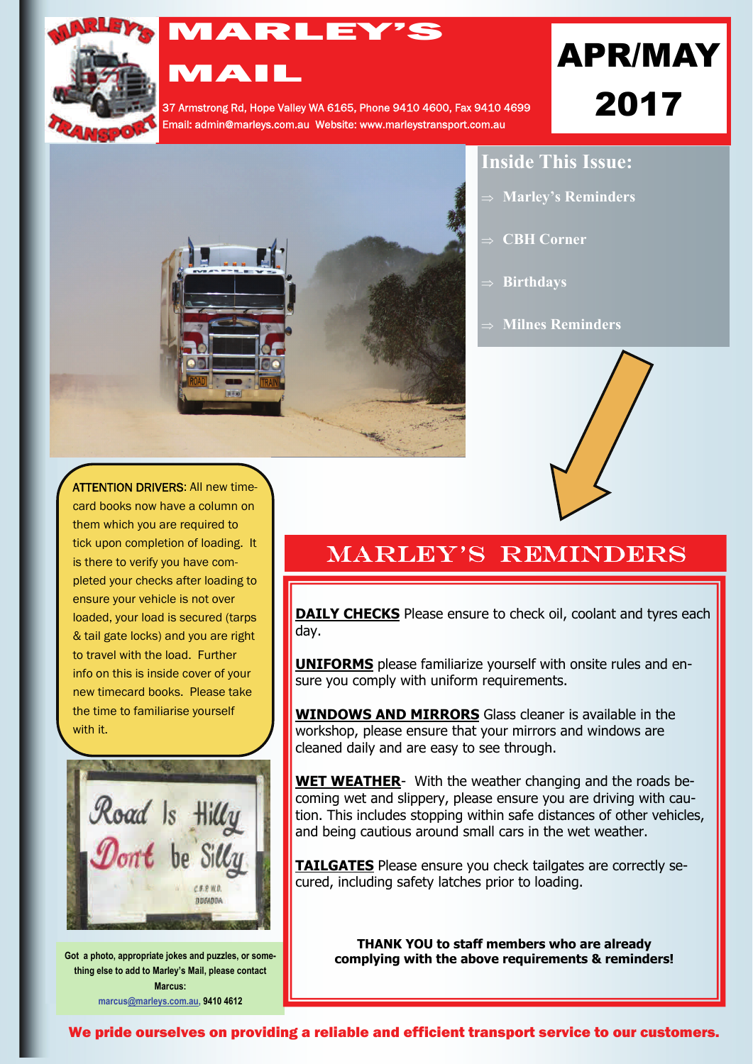# MARLEY'S MAIL

37 Armstrong Rd, Hope Valley WA 6165, Phone 9410 4600, Fax 9410 4699
Email: admin@marleys.com.au Website: www.marleystransport.com.au

**APR/MAY 2017**

## Inside This Issue:

- Marley's Reminders
- CBH Corner
- Birthdays
- Milnes Reminders

**ATTENTION DRIVERS**: All new timecard books now have a column on them which you are required to tick upon completion of loading. It is there to verify you have completed your checks after loading to ensure your vehicle is not over loaded, your load is secured (tarps & tail gate locks) and you are right to travel with the load. Further info on this is inside cover of your new timecard books. Please take the time to familiarise yourself with it.

Road Is Hilly
Don't be Silly

**Got a photo, appropriate jokes and puzzles, or something else to add to Marley's Mail, please contact Marcus:**
marcus@marleys.com.au, **9410 4612**

## MARLEY'S REMINDERS

**DAILY CHECKS** Please ensure to check oil, coolant and tyres each day.

**UNIFORMS** please familiarize yourself with onsite rules and ensure you comply with uniform requirements.

**WINDOWS AND MIRRORS** Glass cleaner is available in the workshop, please ensure that your mirrors and windows are cleaned daily and are easy to see through.

**WET WEATHER**- With the weather changing and the roads becoming wet and slippery, please ensure you are driving with caution. This includes stopping within safe distances of other vehicles, and being cautious around small cars in the wet weather.

**TAILGATES** Please ensure you check tailgates are correctly secured, including safety latches prior to loading.

**THANK YOU to staff members who are already complying with the above requirements & reminders!**

**We pride ourselves on providing a reliable and efficient transport service to our customers.**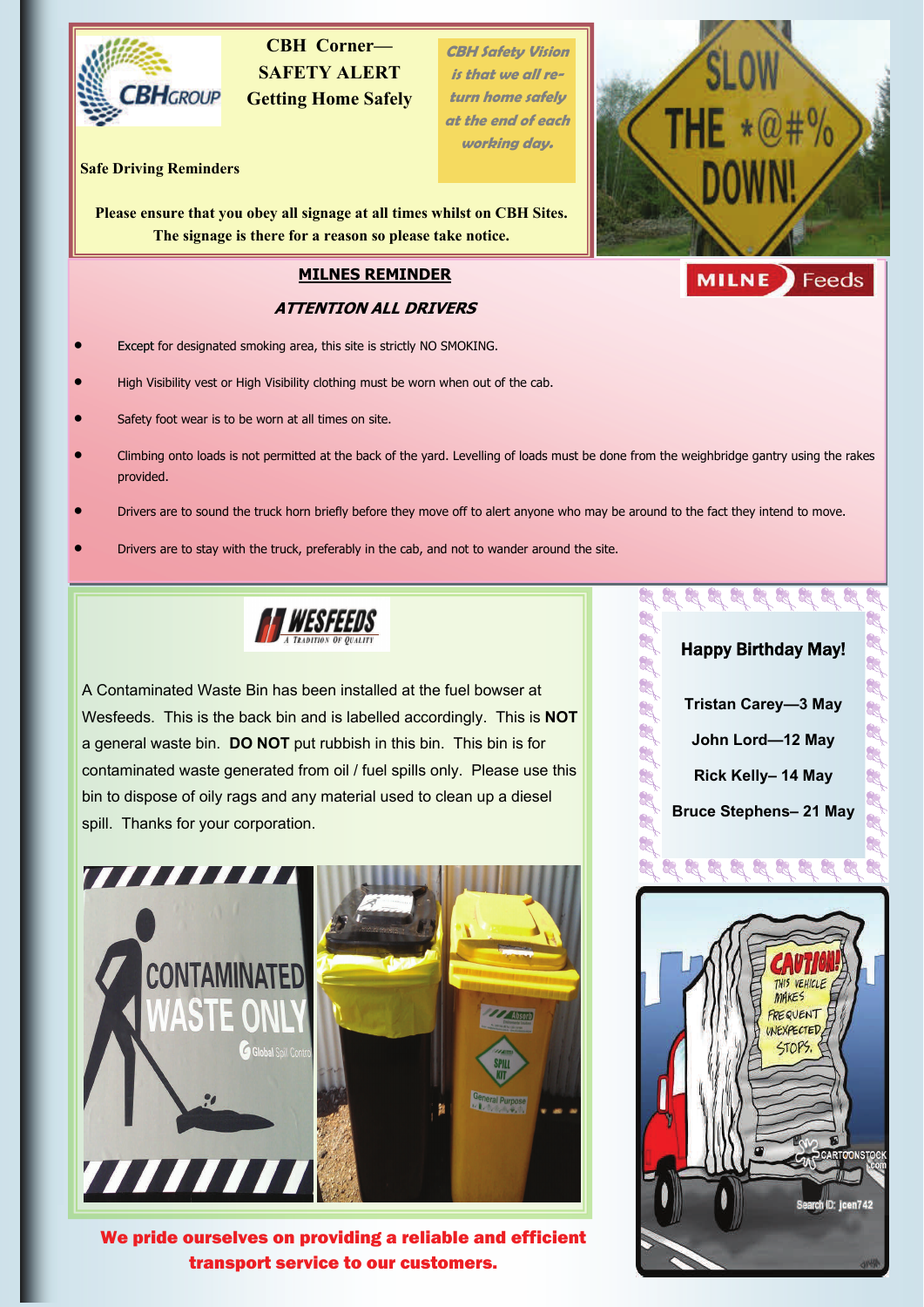## CBH Corner— SAFETY ALERT Getting Home Safely

*CBH Safety Vision is that we all return home safely at the end of each working day.*

**Safe Driving Reminders**

**Please ensure that you obey all signage at all times whilst on CBH Sites. The signage is there for a reason so please take notice.**

## MILNES REMINDER

### *ATTENTION ALL DRIVERS*

- Except for designated smoking area, this site is strictly NO SMOKING.
- High Visibility vest or High Visibility clothing must be worn when out of the cab.
- Safety foot wear is to be worn at all times on site.
- Climbing onto loads is not permitted at the back of the yard. Levelling of loads must be done from the weighbridge gantry using the rakes provided.
- Drivers are to sound the truck horn briefly before they move off to alert anyone who may be around to the fact they intend to move.
- Drivers are to stay with the truck, preferably in the cab, and not to wander around the site.

## WESFEEDS

A Contaminated Waste Bin has been installed at the fuel bowser at Wesfeeds. This is the back bin and is labelled accordingly. This is **NOT** a general waste bin. **DO NOT** put rubbish in this bin. This bin is for contaminated waste generated from oil / fuel spills only. Please use this bin to dispose of oily rags and any material used to clean up a diesel spill. Thanks for your corporation.

### Happy Birthday May!

**Tristan Carey—3 May**

**John Lord—12 May**

**Rick Kelly– 14 May**

**Bruce Stephens– 21 May**

**We pride ourselves on providing a reliable and efficient transport service to our customers.**